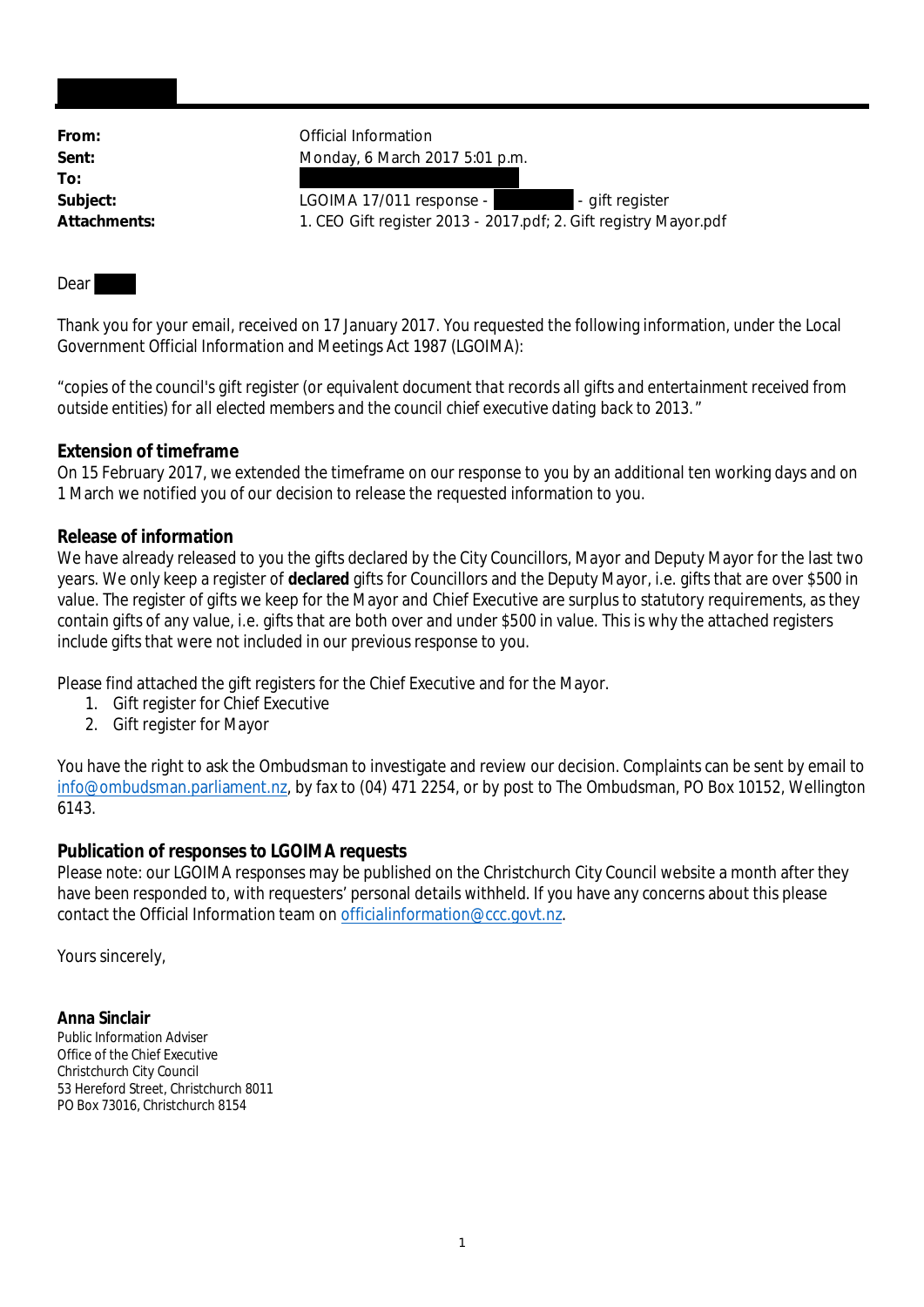| | |
|---|---|
| **From:** | Official Information |
| **Sent:** | Monday, 6 March 2017 5:01 p.m. |
| **To:** | |
| **Subject:** | LGOIMA 17/011 response - - gift register |
| **Attachments:** | 1. CEO Gift register 2013 - 2017.pdf; 2. Gift registry Mayor.pdf |

Dear

Thank you for your email, received on 17 January 2017. You requested the following information, under the Local Government Official Information and Meetings Act 1987 (LGOIMA):

*"copies of the council's gift register (or equivalent document that records all gifts and entertainment received from outside entities) for all elected members and the council chief executive dating back to 2013."*

**Extension of timeframe**

On 15 February 2017, we extended the timeframe on our response to you by an additional ten working days and on 1 March we notified you of our decision to release the requested information to you.

**Release of information**

We have already released to you the gifts declared by the City Councillors, Mayor and Deputy Mayor for the last two years. We only keep a register of **declared** gifts for Councillors and the Deputy Mayor, i.e. gifts that are over $500 in value. The register of gifts we keep for the Mayor and Chief Executive are surplus to statutory requirements, as they contain gifts of any value, i.e. gifts that are both over and under $500 in value. This is why the attached registers include gifts that were not included in our previous response to you.

Please find attached the gift registers for the Chief Executive and for the Mayor.

1. Gift register for Chief Executive
2. Gift register for Mayor

You have the right to ask the Ombudsman to investigate and review our decision. Complaints can be sent by email to info@ombudsman.parliament.nz, by fax to (04) 471 2254, or by post to The Ombudsman, PO Box 10152, Wellington 6143.

**Publication of responses to LGOIMA requests**

Please note: our LGOIMA responses may be published on the Christchurch City Council website a month after they have been responded to, with requesters' personal details withheld. If you have any concerns about this please contact the Official Information team on officialinformation@ccc.govt.nz.

Yours sincerely,

**Anna Sinclair**
Public Information Adviser
Office of the Chief Executive
Christchurch City Council
53 Hereford Street, Christchurch 8011
PO Box 73016, Christchurch 8154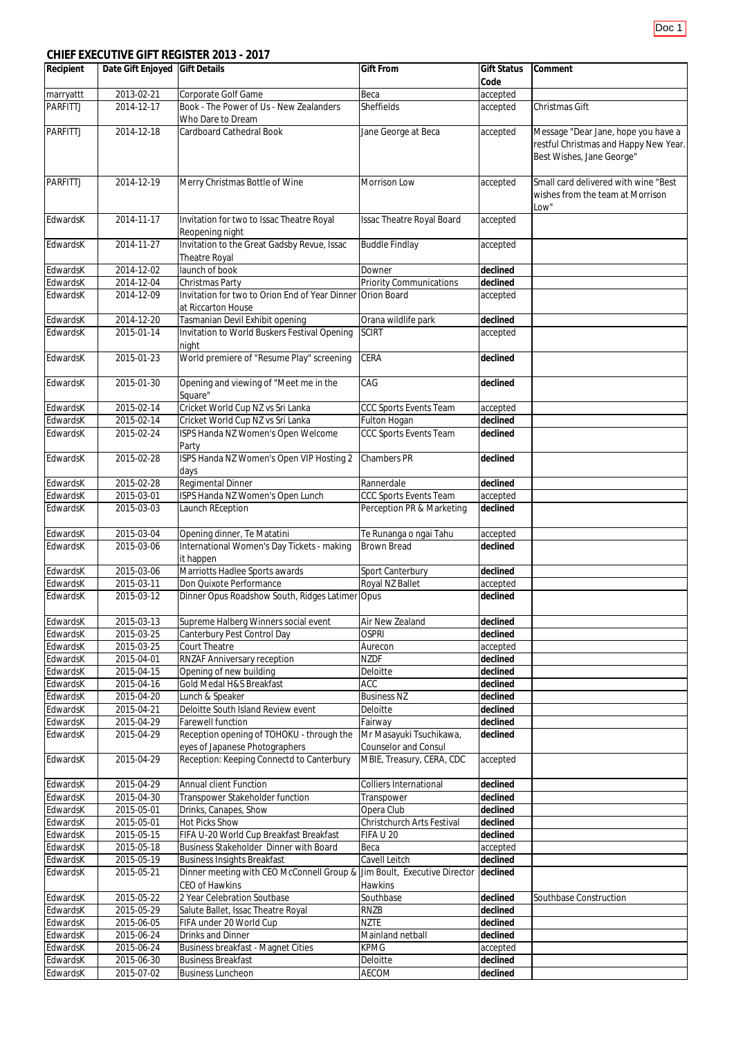Doc 1

## CHIEF EXECUTIVE GIFT REGISTER 2013 - 2017

| Recipient | Date Gift Enjoyed | Gift Details | Gift From | Gift Status Code | Comment |
|---|---|---|---|---|---|
| marryattt | 2013-02-21 | Corporate Golf Game | Beca | accepted | |
| PARFITTJ | 2014-12-17 | Book - The Power of Us - New Zealanders Who Dare to Dream | Sheffields | accepted | Christmas Gift |
| PARFITTJ | 2014-12-18 | Cardboard Cathedral Book | Jane George at Beca | accepted | Message "Dear Jane, hope you have a restful Christmas and Happy New Year. Best Wishes, Jane George" |
| PARFITTJ | 2014-12-19 | Merry Christmas Bottle of Wine | Morrison Low | accepted | Small card delivered with wine "Best wishes from the team at Morrison Low" |
| EdwardsK | 2014-11-17 | Invitation for two to Issac Theatre Royal Reopening night | Issac Theatre Royal Board | accepted | |
| EdwardsK | 2014-11-27 | Invitation to the Great Gadsby Revue, Issac Theatre Royal | Buddle Findlay | accepted | |
| EdwardsK | 2014-12-02 | launch of book | Downer | **declined** | |
| EdwardsK | 2014-12-04 | Christmas Party | Priority Communications | **declined** | |
| EdwardsK | 2014-12-09 | Invitation for two to Orion End of Year Dinner at Riccarton House | Orion Board | accepted | |
| EdwardsK | 2014-12-20 | Tasmanian Devil Exhibit opening | Orana wildlife park | **declined** | |
| EdwardsK | 2015-01-14 | Invitation to World Buskers Festival Opening night | SCIRT | accepted | |
| EdwardsK | 2015-01-23 | World premiere of "Resume Play" screening | CERA | **declined** | |
| EdwardsK | 2015-01-30 | Opening and viewing of "Meet me in the Square" | CAG | **declined** | |
| EdwardsK | 2015-02-14 | Cricket World Cup NZ vs Sri Lanka | CCC Sports Events Team | accepted | |
| EdwardsK | 2015-02-14 | Cricket World Cup NZ vs Sri Lanka | Fulton Hogan | **declined** | |
| EdwardsK | 2015-02-24 | ISPS Handa NZ Women's Open Welcome Party | CCC Sports Events Team | **declined** | |
| EdwardsK | 2015-02-28 | ISPS Handa NZ Women's Open VIP Hosting 2 days | Chambers PR | **declined** | |
| EdwardsK | 2015-02-28 | Regimental Dinner | Rannerdale | **declined** | |
| EdwardsK | 2015-03-01 | ISPS Handa NZ Women's Open Lunch | CCC Sports Events Team | accepted | |
| EdwardsK | 2015-03-03 | Launch REception | Perception PR & Marketing | **declined** | |
| EdwardsK | 2015-03-04 | Opening dinner, Te Matatini | Te Runanga o ngai Tahu | accepted | |
| EdwardsK | 2015-03-06 | International Women's Day Tickets - making it happen | Brown Bread | **declined** | |
| EdwardsK | 2015-03-06 | Marriotts Hadlee Sports awards | Sport Canterbury | **declined** | |
| EdwardsK | 2015-03-11 | Don Quixote Performance | Royal NZ Ballet | accepted | |
| EdwardsK | 2015-03-12 | Dinner Opus Roadshow South, Ridges Latimer | Opus | **declined** | |
| EdwardsK | 2015-03-13 | Supreme Halberg Winners social event | Air New Zealand | **declined** | |
| EdwardsK | 2015-03-25 | Canterbury Pest Control Day | OSPRI | **declined** | |
| EdwardsK | 2015-03-25 | Court Theatre | Aurecon | accepted | |
| EdwardsK | 2015-04-01 | RNZAF Anniversary reception | NZDF | **declined** | |
| EdwardsK | 2015-04-15 | Opening of new building | Deloitte | **declined** | |
| EdwardsK | 2015-04-16 | Gold Medal H&S Breakfast | ACC | **declined** | |
| EdwardsK | 2015-04-20 | Lunch & Speaker | Business NZ | **declined** | |
| EdwardsK | 2015-04-21 | Deloitte South Island Review event | Deloitte | **declined** | |
| EdwardsK | 2015-04-29 | Farewell function | Fairway | **declined** | |
| EdwardsK | 2015-04-29 | Reception opening of TOHOKU - through the eyes of Japanese Photographers | Mr Masayuki Tsuchikawa, Counselor and Consul | **declined** | |
| EdwardsK | 2015-04-29 | Reception: Keeping Connectd to Canterbury | MBIE, Treasury, CERA, CDC | accepted | |
| EdwardsK | 2015-04-29 | Annual client Function | Colliers International | **declined** | |
| EdwardsK | 2015-04-30 | Transpower Stakeholder function | Transpower | **declined** | |
| EdwardsK | 2015-05-01 | Drinks, Canapes, Show | Opera Club | **declined** | |
| EdwardsK | 2015-05-01 | Hot Picks Show | Christchurch Arts Festival | **declined** | |
| EdwardsK | 2015-05-15 | FIFA U-20 World Cup Breakfast Breakfast | FIFA U 20 | **declined** | |
| EdwardsK | 2015-05-18 | Business Stakeholder Dinner with Board | Beca | accepted | |
| EdwardsK | 2015-05-19 | Business Insights Breakfast | Cavell Leitch | **declined** | |
| EdwardsK | 2015-05-21 | Dinner meeting with CEO McConnell Group & CEO of Hawkins | Jim Boult, Executive Director Hawkins | **declined** | |
| EdwardsK | 2015-05-22 | 2 Year Celebration Southbase | Southbase | **declined** | Southbase Construction |
| EdwardsK | 2015-05-29 | Salute Ballet, Issac Theatre Royal | RNZB | **declined** | |
| EdwardsK | 2015-06-05 | FIFA under 20 World Cup | NZTE | **declined** | |
| EdwardsK | 2015-06-24 | Drinks and Dinner | Mainland netball | **declined** | |
| EdwardsK | 2015-06-24 | Business breakfast - Magnet Cities | KPMG | accepted | |
| EdwardsK | 2015-06-30 | Business Breakfast | Deloitte | **declined** | |
| EdwardsK | 2015-07-02 | Business Luncheon | AECOM | **declined** | |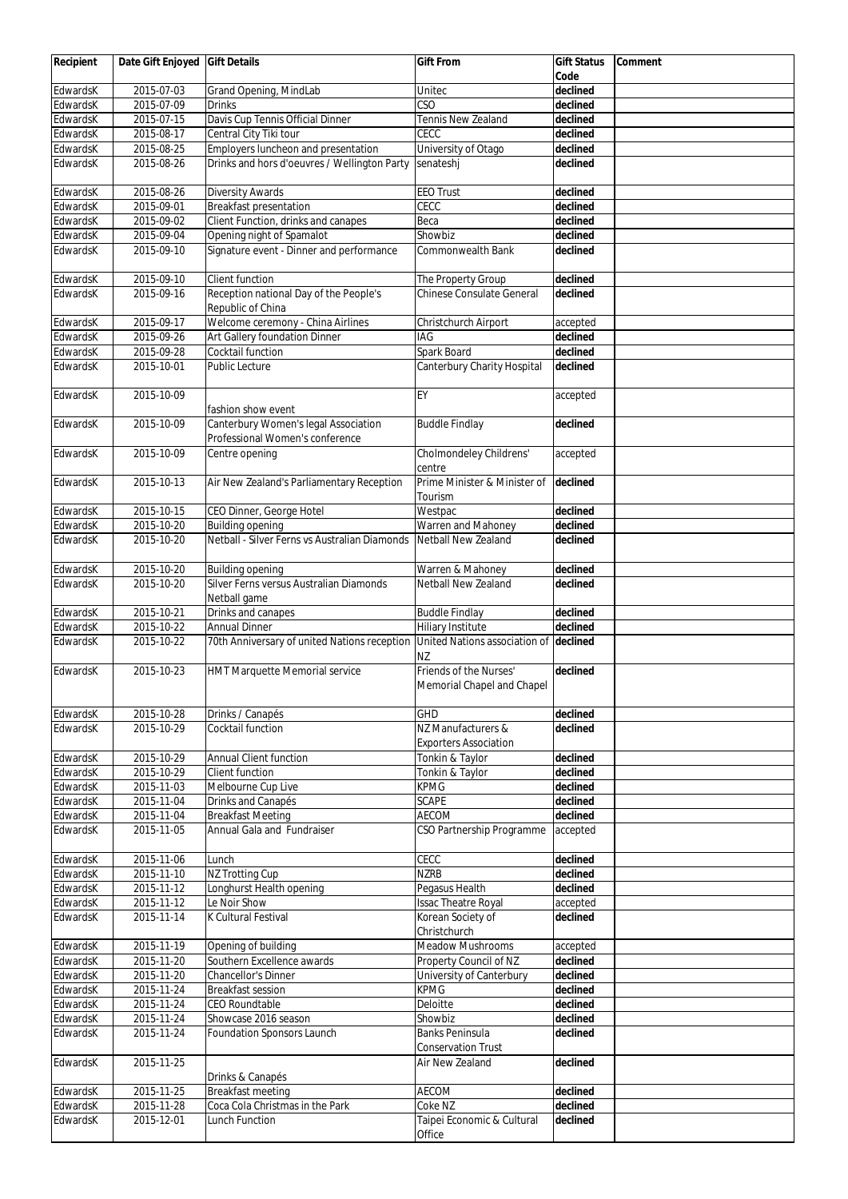| Recipient | Date Gift Enjoyed | Gift Details | Gift From | Gift Status Code | Comment |
|---|---|---|---|---|---|
| EdwardsK | 2015-07-03 | Grand Opening, MindLab | Unitec | declined | |
| EdwardsK | 2015-07-09 | Drinks | CSO | declined | |
| EdwardsK | 2015-07-15 | Davis Cup Tennis Official Dinner | Tennis New Zealand | declined | |
| EdwardsK | 2015-08-17 | Central City Tiki tour | CECC | declined | |
| EdwardsK | 2015-08-25 | Employers luncheon and presentation | University of Otago | declined | |
| EdwardsK | 2015-08-26 | Drinks and hors d'oeuvres / Wellington Party | senateshj | declined | |
| EdwardsK | 2015-08-26 | Diversity Awards | EEO Trust | declined | |
| EdwardsK | 2015-09-01 | Breakfast presentation | CECC | declined | |
| EdwardsK | 2015-09-02 | Client Function, drinks and canapes | Beca | declined | |
| EdwardsK | 2015-09-04 | Opening night of Spamalot | Showbiz | declined | |
| EdwardsK | 2015-09-10 | Signature event - Dinner and performance | Commonwealth Bank | declined | |
| EdwardsK | 2015-09-10 | Client function | The Property Group | declined | |
| EdwardsK | 2015-09-16 | Reception national Day of the People's Republic of China | Chinese Consulate General | declined | |
| EdwardsK | 2015-09-17 | Welcome ceremony - China Airlines | Christchurch Airport | accepted | |
| EdwardsK | 2015-09-26 | Art Gallery foundation Dinner | IAG | declined | |
| EdwardsK | 2015-09-28 | Cocktail function | Spark Board | declined | |
| EdwardsK | 2015-10-01 | Public Lecture | Canterbury Charity Hospital | declined | |
| EdwardsK | 2015-10-09 | fashion show event | EY | accepted | |
| EdwardsK | 2015-10-09 | Canterbury Women's legal Association Professional Women's conference | Buddle Findlay | declined | |
| EdwardsK | 2015-10-09 | Centre opening | Cholmondeley Childrens' centre | accepted | |
| EdwardsK | 2015-10-13 | Air New Zealand's Parliamentary Reception | Prime Minister & Minister of Tourism | declined | |
| EdwardsK | 2015-10-15 | CEO Dinner, George Hotel | Westpac | declined | |
| EdwardsK | 2015-10-20 | Building opening | Warren and Mahoney | declined | |
| EdwardsK | 2015-10-20 | Netball - Silver Ferns vs Australian Diamonds | Netball New Zealand | declined | |
| EdwardsK | 2015-10-20 | Building opening | Warren & Mahoney | declined | |
| EdwardsK | 2015-10-20 | Silver Ferns versus Australian Diamonds Netball game | Netball New Zealand | declined | |
| EdwardsK | 2015-10-21 | Drinks and canapes | Buddle Findlay | declined | |
| EdwardsK | 2015-10-22 | Annual Dinner | Hiliary Institute | declined | |
| EdwardsK | 2015-10-22 | 70th Anniversary of united Nations reception | United Nations association of NZ | declined | |
| EdwardsK | 2015-10-23 | HMT Marquette Memorial service | Friends of the Nurses' Memorial Chapel and Chapel | declined | |
| EdwardsK | 2015-10-28 | Drinks / Canapés | GHD | declined | |
| EdwardsK | 2015-10-29 | Cocktail function | NZ Manufacturers & Exporters Association | declined | |
| EdwardsK | 2015-10-29 | Annual Client function | Tonkin & Taylor | declined | |
| EdwardsK | 2015-10-29 | Client function | Tonkin & Taylor | declined | |
| EdwardsK | 2015-11-03 | Melbourne Cup Live | KPMG | declined | |
| EdwardsK | 2015-11-04 | Drinks and Canapés | SCAPE | declined | |
| EdwardsK | 2015-11-04 | Breakfast Meeting | AECOM | declined | |
| EdwardsK | 2015-11-05 | Annual Gala and Fundraiser | CSO Partnership Programme | accepted | |
| EdwardsK | 2015-11-06 | Lunch | CECC | declined | |
| EdwardsK | 2015-11-10 | NZ Trotting Cup | NZRB | declined | |
| EdwardsK | 2015-11-12 | Longhurst Health opening | Pegasus Health | declined | |
| EdwardsK | 2015-11-12 | Le Noir Show | Issac Theatre Royal | accepted | |
| EdwardsK | 2015-11-14 | K Cultural Festival | Korean Society of Christchurch | declined | |
| EdwardsK | 2015-11-19 | Opening of building | Meadow Mushrooms | accepted | |
| EdwardsK | 2015-11-20 | Southern Excellence awards | Property Council of NZ | declined | |
| EdwardsK | 2015-11-20 | Chancellor's Dinner | University of Canterbury | declined | |
| EdwardsK | 2015-11-24 | Breakfast session | KPMG | declined | |
| EdwardsK | 2015-11-24 | CEO Roundtable | Deloitte | declined | |
| EdwardsK | 2015-11-24 | Showcase 2016 season | Showbiz | declined | |
| EdwardsK | 2015-11-24 | Foundation Sponsors Launch | Banks Peninsula Conservation Trust | declined | |
| EdwardsK | 2015-11-25 | Drinks & Canapés | Air New Zealand | declined | |
| EdwardsK | 2015-11-25 | Breakfast meeting | AECOM | declined | |
| EdwardsK | 2015-11-28 | Coca Cola Christmas in the Park | Coke NZ | declined | |
| EdwardsK | 2015-12-01 | Lunch Function | Taipei Economic & Cultural Office | declined | |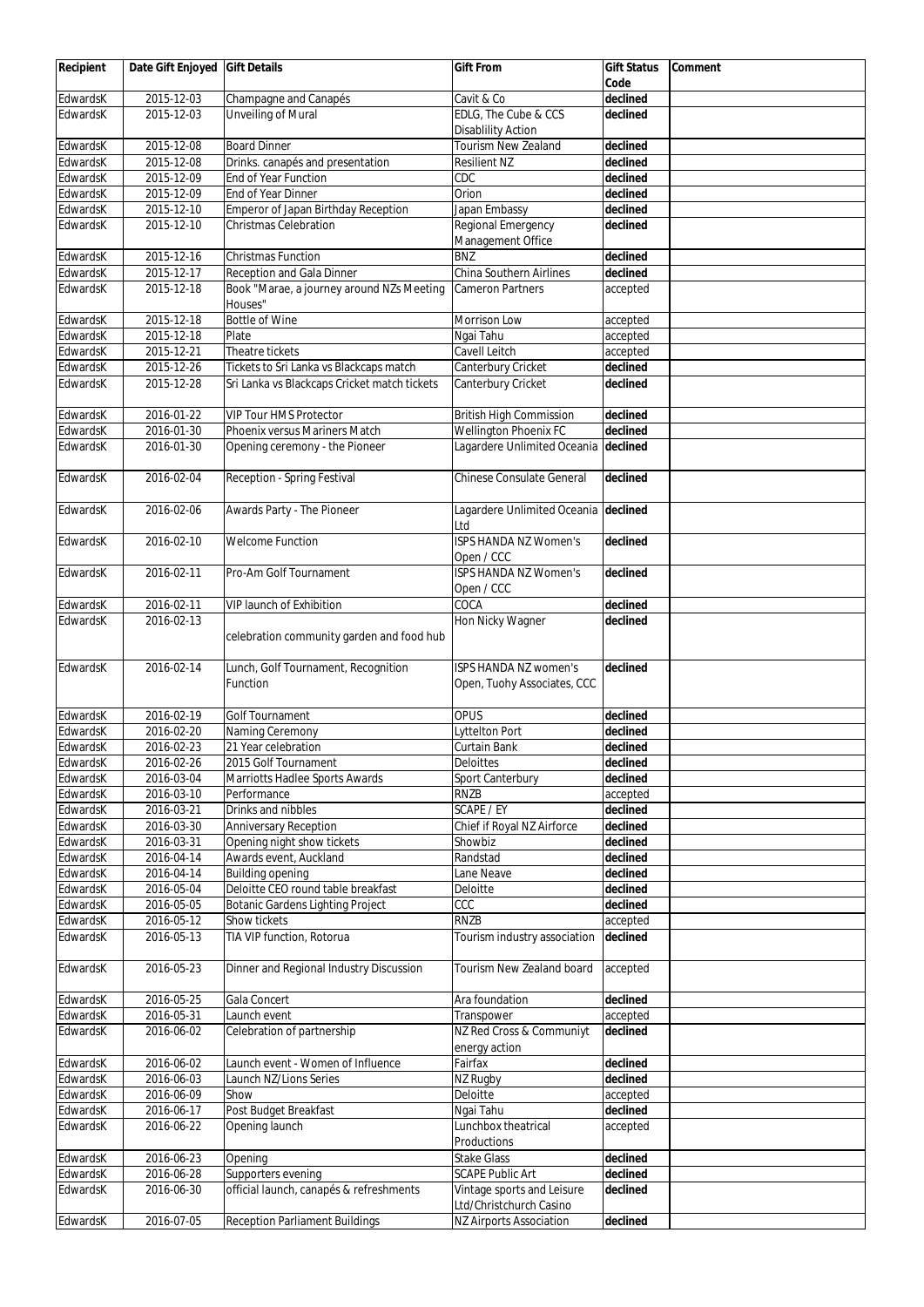| Recipient | Date Gift Enjoyed | Gift Details | Gift From | Gift Status Code | Comment |
|---|---|---|---|---|---|
| EdwardsK | 2015-12-03 | Champagne and Canapés | Cavit & Co | declined | |
| EdwardsK | 2015-12-03 | Unveiling of Mural | EDLG, The Cube & CCS Disablility Action | declined | |
| EdwardsK | 2015-12-08 | Board Dinner | Tourism New Zealand | declined | |
| EdwardsK | 2015-12-08 | Drinks. canapés and presentation | Resilient NZ | declined | |
| EdwardsK | 2015-12-09 | End of Year Function | CDC | declined | |
| EdwardsK | 2015-12-09 | End of Year Dinner | Orion | declined | |
| EdwardsK | 2015-12-10 | Emperor of Japan Birthday Reception | Japan Embassy | declined | |
| EdwardsK | 2015-12-10 | Christmas Celebration | Regional Emergency Management Office | declined | |
| EdwardsK | 2015-12-16 | Christmas Function | BNZ | declined | |
| EdwardsK | 2015-12-17 | Reception and Gala Dinner | China Southern Airlines | declined | |
| EdwardsK | 2015-12-18 | Book "Marae, a journey around NZs Meeting Houses" | Cameron Partners | accepted | |
| EdwardsK | 2015-12-18 | Bottle of Wine | Morrison Low | accepted | |
| EdwardsK | 2015-12-18 | Plate | Ngai Tahu | accepted | |
| EdwardsK | 2015-12-21 | Theatre tickets | Cavell Leitch | accepted | |
| EdwardsK | 2015-12-26 | Tickets to Sri Lanka vs Blackcaps match | Canterbury Cricket | declined | |
| EdwardsK | 2015-12-28 | Sri Lanka vs Blackcaps Cricket match tickets | Canterbury Cricket | declined | |
| EdwardsK | 2016-01-22 | VIP Tour HMS Protector | British High Commission | declined | |
| EdwardsK | 2016-01-30 | Phoenix versus Mariners Match | Wellington Phoenix FC | declined | |
| EdwardsK | 2016-01-30 | Opening ceremony - the Pioneer | Lagardere Unlimited Oceania | declined | |
| EdwardsK | 2016-02-04 | Reception - Spring Festival | Chinese Consulate General | declined | |
| EdwardsK | 2016-02-06 | Awards Party - The Pioneer | Lagardere Unlimited Oceania Ltd | declined | |
| EdwardsK | 2016-02-10 | Welcome Function | ISPS HANDA NZ Women's Open / CCC | declined | |
| EdwardsK | 2016-02-11 | Pro-Am Golf Tournament | ISPS HANDA NZ Women's Open / CCC | declined | |
| EdwardsK | 2016-02-11 | VIP launch of Exhibition | COCA | declined | |
| EdwardsK | 2016-02-13 | celebration community garden and food hub | Hon Nicky Wagner | declined | |
| EdwardsK | 2016-02-14 | Lunch, Golf Tournament, Recognition Function | ISPS HANDA NZ women's Open, Tuohy Associates, CCC | declined | |
| EdwardsK | 2016-02-19 | Golf Tournament | OPUS | declined | |
| EdwardsK | 2016-02-20 | Naming Ceremony | Lyttelton Port | declined | |
| EdwardsK | 2016-02-23 | 21 Year celebration | Curtain Bank | declined | |
| EdwardsK | 2016-02-26 | 2015 Golf Tournament | Deloittes | declined | |
| EdwardsK | 2016-03-04 | Marriotts Hadlee Sports Awards | Sport Canterbury | declined | |
| EdwardsK | 2016-03-10 | Performance | RNZB | accepted | |
| EdwardsK | 2016-03-21 | Drinks and nibbles | SCAPE / EY | declined | |
| EdwardsK | 2016-03-30 | Anniversary Reception | Chief if Royal NZ Airforce | declined | |
| EdwardsK | 2016-03-31 | Opening night show tickets | Showbiz | declined | |
| EdwardsK | 2016-04-14 | Awards event, Auckland | Randstad | declined | |
| EdwardsK | 2016-04-14 | Building opening | Lane Neave | declined | |
| EdwardsK | 2016-05-04 | Deloitte CEO round table breakfast | Deloitte | declined | |
| EdwardsK | 2016-05-05 | Botanic Gardens Lighting Project | CCC | declined | |
| EdwardsK | 2016-05-12 | Show tickets | RNZB | accepted | |
| EdwardsK | 2016-05-13 | TIA VIP function, Rotorua | Tourism industry association | declined | |
| EdwardsK | 2016-05-23 | Dinner and Regional Industry Discussion | Tourism New Zealand board | accepted | |
| EdwardsK | 2016-05-25 | Gala Concert | Ara foundation | declined | |
| EdwardsK | 2016-05-31 | Launch event | Transpower | accepted | |
| EdwardsK | 2016-06-02 | Celebration of partnership | NZ Red Cross & Communiyt energy action | declined | |
| EdwardsK | 2016-06-02 | Launch event - Women of Influence | Fairfax | declined | |
| EdwardsK | 2016-06-03 | Launch NZ/Lions Series | NZ Rugby | declined | |
| EdwardsK | 2016-06-09 | Show | Deloitte | accepted | |
| EdwardsK | 2016-06-17 | Post Budget Breakfast | Ngai Tahu | declined | |
| EdwardsK | 2016-06-22 | Opening launch | Lunchbox theatrical Productions | accepted | |
| EdwardsK | 2016-06-23 | Opening | Stake Glass | declined | |
| EdwardsK | 2016-06-28 | Supporters evening | SCAPE Public Art | declined | |
| EdwardsK | 2016-06-30 | official launch, canapés & refreshments | Vintage sports and Leisure Ltd/Christchurch Casino | declined | |
| EdwardsK | 2016-07-05 | Reception Parliament Buildings | NZ Airports Association | declined | |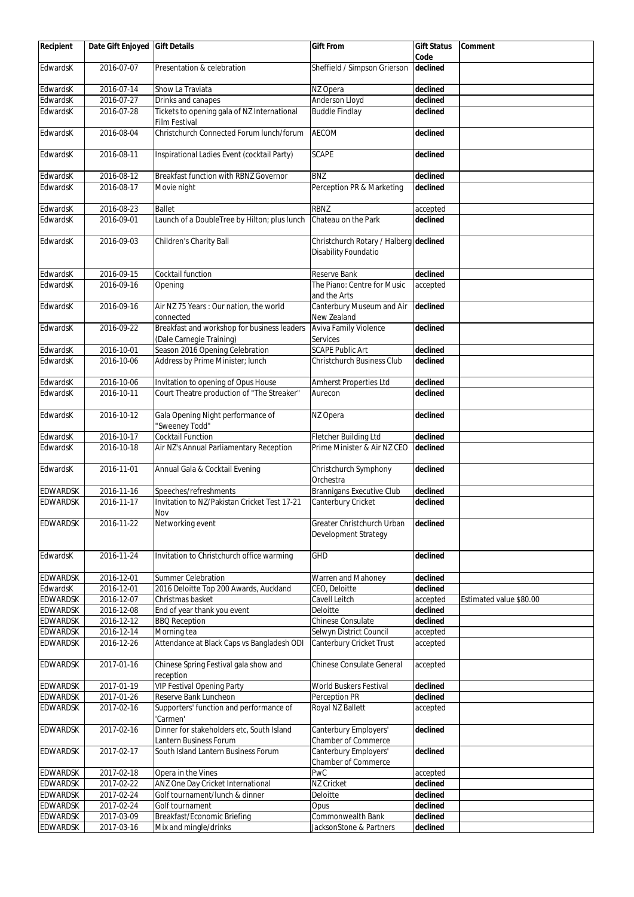| Recipient | Date Gift Enjoyed | Gift Details | Gift From | Gift Status Code | Comment |
|---|---|---|---|---|---|
| EdwardsK | 2016-07-07 | Presentation & celebration | Sheffield / Simpson Grierson | declined | |
| EdwardsK | 2016-07-14 | Show La Traviata | NZ Opera | declined | |
| EdwardsK | 2016-07-27 | Drinks and canapes | Anderson Lloyd | declined | |
| EdwardsK | 2016-07-28 | Tickets to opening gala of NZ International Film Festival | Buddle Findlay | declined | |
| EdwardsK | 2016-08-04 | Christchurch Connected Forum lunch/forum | AECOM | declined | |
| EdwardsK | 2016-08-11 | Inspirational Ladies Event (cocktail Party) | SCAPE | declined | |
| EdwardsK | 2016-08-12 | Breakfast function with RBNZ Governor | BNZ | declined | |
| EdwardsK | 2016-08-17 | Movie night | Perception PR & Marketing | declined | |
| EdwardsK | 2016-08-23 | Ballet | RBNZ | accepted | |
| EdwardsK | 2016-09-01 | Launch of a DoubleTree by Hilton; plus lunch | Chateau on the Park | declined | |
| EdwardsK | 2016-09-03 | Children's Charity Ball | Christchurch Rotary / Halberg Disability Foundatio | declined | |
| EdwardsK | 2016-09-15 | Cocktail function | Reserve Bank | declined | |
| EdwardsK | 2016-09-16 | Opening | The Piano: Centre for Music and the Arts | accepted | |
| EdwardsK | 2016-09-16 | Air NZ 75 Years : Our nation, the world connected | Canterbury Museum and Air New Zealand | declined | |
| EdwardsK | 2016-09-22 | Breakfast and workshop for business leaders (Dale Carnegie Training) | Aviva Family Violence Services | declined | |
| EdwardsK | 2016-10-01 | Season 2016 Opening Celebration | SCAPE Public Art | declined | |
| EdwardsK | 2016-10-06 | Address by Prime Minister; lunch | Christchurch Business Club | declined | |
| EdwardsK | 2016-10-06 | Invitation to opening of Opus House | Amherst Properties Ltd | declined | |
| EdwardsK | 2016-10-11 | Court Theatre production of "The Streaker" | Aurecon | declined | |
| EdwardsK | 2016-10-12 | Gala Opening Night performance of "Sweeney Todd" | NZ Opera | declined | |
| EdwardsK | 2016-10-17 | Cocktail Function | Fletcher Building Ltd | declined | |
| EdwardsK | 2016-10-18 | Air NZ's Annual Parliamentary Reception | Prime Minister & Air NZ CEO | declined | |
| EdwardsK | 2016-11-01 | Annual Gala & Cocktail Evening | Christchurch Symphony Orchestra | declined | |
| EDWARDSK | 2016-11-16 | Speeches/refreshments | Brannigans Executive Club | declined | |
| EDWARDSK | 2016-11-17 | Invitation to NZ/Pakistan Cricket Test 17-21 Nov | Canterbury Cricket | declined | |
| EDWARDSK | 2016-11-22 | Networking event | Greater Christchurch Urban Development Strategy | declined | |
| EdwardsK | 2016-11-24 | Invitation to Christchurch office warming | GHD | declined | |
| EDWARDSK | 2016-12-01 | Summer Celebration | Warren and Mahoney | declined | |
| EdwardsK | 2016-12-01 | 2016 Deloitte Top 200 Awards, Auckland | CEO, Deloitte | declined | |
| EDWARDSK | 2016-12-07 | Christmas basket | Cavell Leitch | accepted | Estimated value $80.00 |
| EDWARDSK | 2016-12-08 | End of year thank you event | Deloitte | declined | |
| EDWARDSK | 2016-12-12 | BBQ Reception | Chinese Consulate | declined | |
| EDWARDSK | 2016-12-14 | Morning tea | Selwyn District Council | accepted | |
| EDWARDSK | 2016-12-26 | Attendance at Black Caps vs Bangladesh ODI | Canterbury Cricket Trust | accepted | |
| EDWARDSK | 2017-01-16 | Chinese Spring Festival gala show and reception | Chinese Consulate General | accepted | |
| EDWARDSK | 2017-01-19 | VIP Festival Opening Party | World Buskers Festival | declined | |
| EDWARDSK | 2017-01-26 | Reserve Bank Luncheon | Perception PR | declined | |
| EDWARDSK | 2017-02-16 | Supporters' function and performance of 'Carmen' | Royal NZ Ballett | accepted | |
| EDWARDSK | 2017-02-16 | Dinner for stakeholders etc, South Island Lantern Business Forum | Canterbury Employers' Chamber of Commerce | declined | |
| EDWARDSK | 2017-02-17 | South Island Lantern Business Forum | Canterbury Employers' Chamber of Commerce | declined | |
| EDWARDSK | 2017-02-18 | Opera in the Vines | PwC | accepted | |
| EDWARDSK | 2017-02-22 | ANZ One Day Cricket International | NZ Cricket | declined | |
| EDWARDSK | 2017-02-24 | Golf tournament/lunch & dinner | Deloitte | declined | |
| EDWARDSK | 2017-02-24 | Golf tournament | Opus | declined | |
| EDWARDSK | 2017-03-09 | Breakfast/Economic Briefing | Commonwealth Bank | declined | |
| EDWARDSK | 2017-03-16 | Mix and mingle/drinks | JacksonStone & Partners | declined | |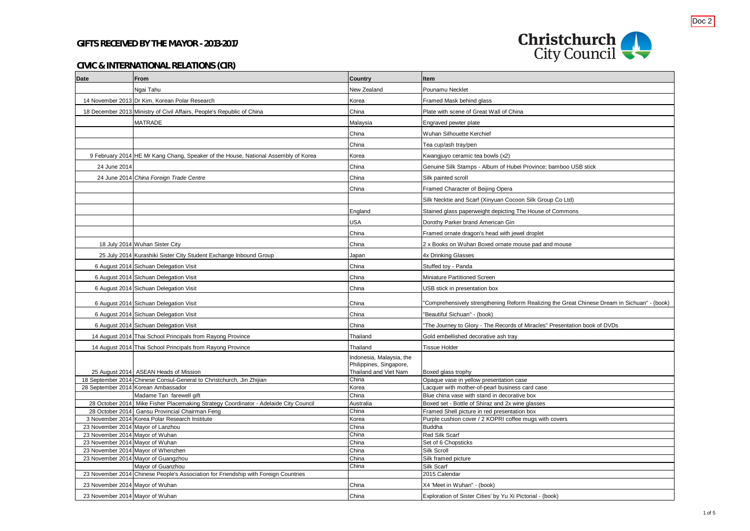Doc 2

# GIFTS RECEIVED BY THE MAYOR - 2013-2017

## CIVIC & INTERNATIONAL RELATIONS (CIR)

| Date | From | Country | Item |
|---|---|---|---|
| | Ngai Tahu | New Zealand | Pounamu Necklet |
| 14 November 2013 | Dr Kim, Korean Polar Research | Korea | Framed Mask behind glass |
| 18 December 2013 | Ministry of Civil Affairs, People's Republic of China | China | Plate with scene of Great Wall of China |
| | MATRADE | Malaysia | Engraved pewter plate |
| | | China | Wuhan Silhouette Kerchief |
| | | China | Tea cup/ash tray/pen |
| 9 February 2014 | HE Mr Kang Chang, Speaker of the House, National Assembly of Korea | Korea | Kwangjuyo ceramic tea bowls (x2) |
| 24 June 2014 | | China | Genuine Silk Stamps - Album of Hubei Province; bamboo USB stick |
| 24 June 2014 | *China Foreign Trade Centre* | China | Silk painted scroll |
| | | China | Framed Character of Beijing Opera |
| | | | Silk Necktie and Scarf (Xinyuan Cocoon Silk Group Co Ltd) |
| | | England | Stained glass paperweight depicting The House of Commons |
| | | USA | Dorothy Parker brand American Gin |
| | | China | Framed ornate dragon's head with jewel droplet |
| 18 July 2014 | Wuhan Sister City | China | 2 x Books on Wuhan Boxed ornate mouse pad and mouse |
| 25 July 2014 | Kurashiki Sister City Student Exchange Inbound Group | Japan | 4x Drinking Glasses |
| 6 August 2014 | Sichuan Delegation Visit | China | Stuffed toy - Panda |
| 6 August 2014 | Sichuan Delegation Visit | China | Miniature Partitioned Screen |
| 6 August 2014 | Sichuan Delegation Visit | China | USB stick in presentation box |
| 6 August 2014 | Sichuan Delegation Visit | China | "Comprehensively strengthening Reform Realizing the Great Chinese Dream in Sichuan" - (book) |
| 6 August 2014 | Sichuan Delegation Visit | China | "Beautiful Sichuan" - (book) |
| 6 August 2014 | Sichuan Delegation Visit | China | "The Journey to Glory - The Records of Miracles" Presentation book of DVDs |
| 14 August 2014 | Thai School Principals from Rayong Province | Thailand | Gold embellished decorative ash tray |
| 14 August 2014 | Thai School Principals from Rayong Province | Thailand | Tissue Holder |
| 25 August 2014 | ASEAN Heads of Mission | Indonesia, Malaysia, the Philippines, Singapore, Thailand and Viet Nam | Boxed glass trophy |
| 18 September 2014 | Chinese Consul-General to Christchurch, Jin Zhijian | China | Opaque vase in yellow presentation case |
| 28 September 2014 | Korean Ambassador | Korea | Lacquer with mother-of-pearl business card case |
| | Madame Tan farewell gift | China | Blue china vase with stand in decorative box |
| 28 October 2014 | Mike Fisher Placemaking Strategy Coordinator - Adelaide City Council | Australia | Boxed set - Bottle of Shiraz and 2x wine glasses |
| 28 October 2014 | Gansu Provincial Chairman Feng | China | Framed Shell picture in red presentation box |
| 3 November 2014 | Korea Polar Research Institute | Korea | Purple cushion cover / 2 KOPRI coffee mugs with covers |
| 23 November 2014 | Mayor of Lanzhou | China | Buddha |
| 23 November 2014 | Mayor of Wuhan | China | Red Silk Scarf |
| 23 November 2014 | Mayor of Wuhan | China | Set of 6 Chopsticks |
| 23 November 2014 | Mayor of Whenzhen | China | Silk Scroll |
| 23 November 2014 | Mayor of Guangzhou | China | Silk framed picture |
| | Mayor of Guanzhou | China | Silk Scarf |
| 23 November 2014 | Chinese People's Association for Friendship with Foreign Countries | | 2015 Calendar |
| 23 November 2014 | Mayor of Wuhan | China | X4 'Meet in Wuhan" - (book) |
| 23 November 2014 | Mayor of Wuhan | China | Exploration of Sister Cities' by Yu Xi Pictorial - (book) |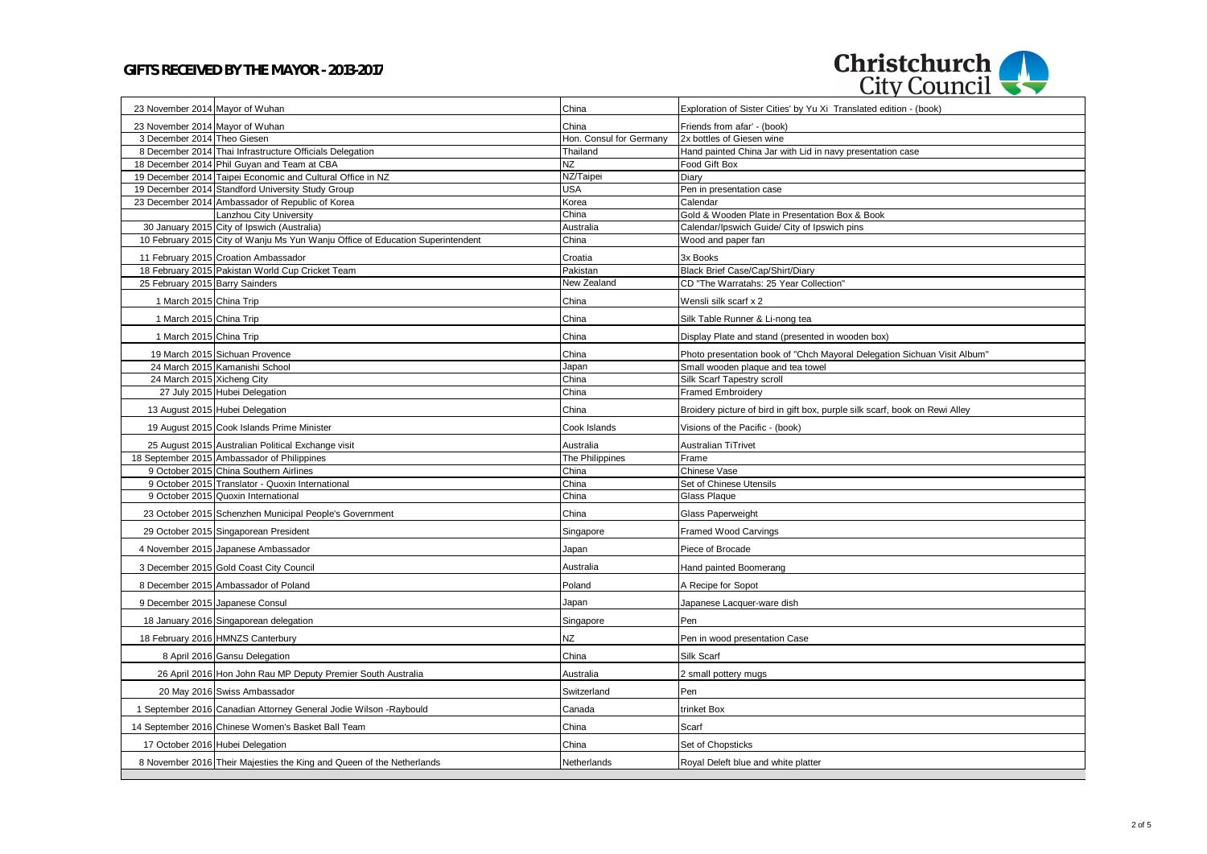# GIFTS RECEIVED BY THE MAYOR - 2013-2017

Christchurch City Council

| | | | |
|---|---|---|---|
| 23 November 2014 | Mayor of Wuhan | China | Exploration of Sister Cities' by Yu Xi Translated edition - (book) |
| 23 November 2014 | Mayor of Wuhan | China | Friends from afar' - (book) |
| 3 December 2014 | Theo Giesen | Hon. Consul for Germany | 2x bottles of Giesen wine |
| 8 December 2014 | Thai Infrastructure Officials Delegation | Thailand | Hand painted China Jar with Lid in navy presentation case |
| 18 December 2014 | Phil Guyan and Team at CBA | NZ | Food Gift Box |
| 19 December 2014 | Taipei Economic and Cultural Office in NZ | NZ/Taipei | Diary |
| 19 December 2014 | Standford University Study Group | USA | Pen in presentation case |
| 23 December 2014 | Ambassador of Republic of Korea | Korea | Calendar |
| | Lanzhou City University | China | Gold & Wooden Plate in Presentation Box & Book |
| 30 January 2015 | City of Ipswich (Australia) | Australia | Calendar/Ipswich Guide/ City of Ipswich pins |
| 10 February 2015 | City of Wanju Ms Yun Wanju Office of Education Superintendent | China | Wood and paper fan |
| 11 February 2015 | Croation Ambassador | Croatia | 3x Books |
| 18 February 2015 | Pakistan World Cup Cricket Team | Pakistan | Black Brief Case/Cap/Shirt/Diary |
| 25 February 2015 | Barry Sainders | New Zealand | CD "The Warratahs: 25 Year Collection" |
| 1 March 2015 | China Trip | China | Wensli silk scarf x 2 |
| 1 March 2015 | China Trip | China | Silk Table Runner & Li-nong tea |
| 1 March 2015 | China Trip | China | Display Plate and stand (presented in wooden box) |
| 19 March 2015 | Sichuan Provence | China | Photo presentation book of "Chch Mayoral Delegation Sichuan Visit Album" |
| 24 March 2015 | Kamanishi School | Japan | Small wooden plaque and tea towel |
| 24 March 2015 | Xicheng City | China | Silk Scarf Tapestry scroll |
| 27 July 2015 | Hubei Delegation | China | Framed Embroidery |
| 13 August 2015 | Hubei Delegation | China | Broidery picture of bird in gift box, purple silk scarf, book on Rewi Alley |
| 19 August 2015 | Cook Islands Prime Minister | Cook Islands | Visions of the Pacific - (book) |
| 25 August 2015 | Australian Political Exchange visit | Australia | Australian TiTrivet |
| 18 September 2015 | Ambassador of Philippines | The Philippines | Frame |
| 9 October 2015 | China Southern Airlines | China | Chinese Vase |
| 9 October 2015 | Translator - Quoxin International | China | Set of Chinese Utensils |
| 9 October 2015 | Quoxin International | China | Glass Plaque |
| 23 October 2015 | Schenzhen Municipal People's Government | China | Glass Paperweight |
| 29 October 2015 | Singaporean President | Singapore | Framed Wood Carvings |
| 4 November 2015 | Japanese Ambassador | Japan | Piece of Brocade |
| 3 December 2015 | Gold Coast City Council | Australia | Hand painted Boomerang |
| 8 December 2015 | Ambassador of Poland | Poland | A Recipe for Sopot |
| 9 December 2015 | Japanese Consul | Japan | Japanese Lacquer-ware dish |
| 18 January 2016 | Singaporean delegation | Singapore | Pen |
| 18 February 2016 | HMNZS Canterbury | NZ | Pen in wood presentation Case |
| 8 April 2016 | Gansu Delegation | China | Silk Scarf |
| 26 April 2016 | Hon John Rau MP Deputy Premier South Australia | Australia | 2 small pottery mugs |
| 20 May 2016 | Swiss Ambassador | Switzerland | Pen |
| 1 September 2016 | Canadian Attorney General Jodie Wilson -Raybould | Canada | trinket Box |
| 14 September 2016 | Chinese Women's Basket Ball Team | China | Scarf |
| 17 October 2016 | Hubei Delegation | China | Set of Chopsticks |
| 8 November 2016 | Their Majesties the King and Queen of the Netherlands | Netherlands | Royal Deleft blue and white platter |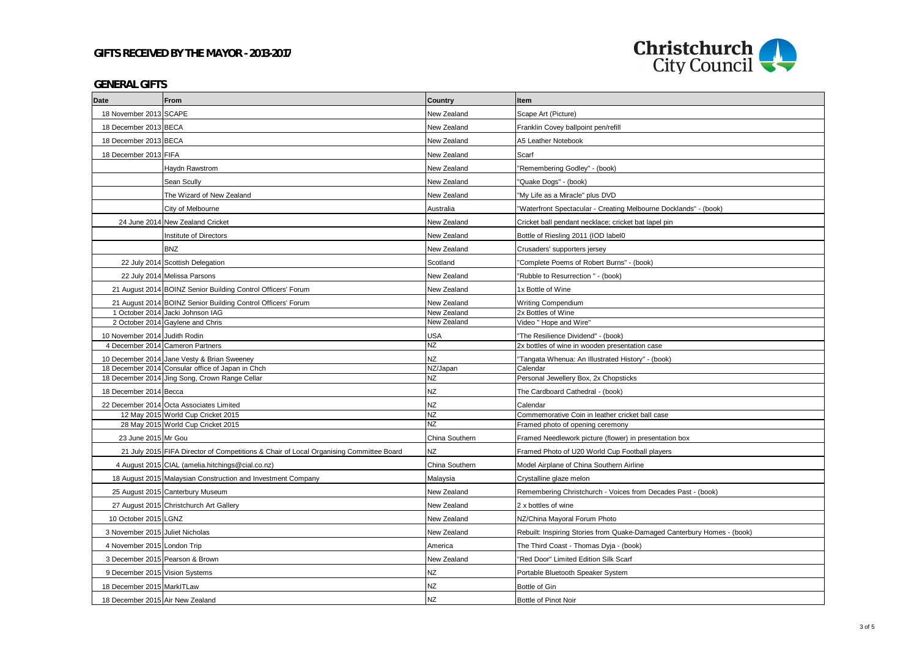# GIFTS RECEIVED BY THE MAYOR - 2013-2017

## GENERAL GIFTS

| Date | From | Country | Item |
|---|---|---|---|
| 18 November 2013 | SCAPE | New Zealand | Scape Art (Picture) |
| 18 December 2013 | BECA | New Zealand | Franklin Covey ballpoint pen/refill |
| 18 December 2013 | BECA | New Zealand | A5 Leather Notebook |
| 18 December 2013 | FIFA | New Zealand | Scarf |
| | Haydn Rawstrom | New Zealand | "Remembering Godley" - (book) |
| | Sean Scully | New Zealand | "Quake Dogs" - (book) |
| | The Wizard of New Zealand | New Zealand | "My Life as a Miracle" plus DVD |
| | City of Melbourne | Australia | "Waterfront Spectacular - Creating Melbourne Docklands" - (book) |
| 24 June 2014 | New Zealand Cricket | New Zealand | Cricket ball pendant necklace; cricket bat lapel pin |
| | Institute of Directors | New Zealand | Bottle of Riesling 2011 (IOD label0 |
| | BNZ | New Zealand | Crusaders' supporters jersey |
| 22 July 2014 | Scottish Delegation | Scotland | "Complete Poems of Robert Burns" - (book) |
| 22 July 2014 | Melissa Parsons | New Zealand | "Rubble to Resurrection " - (book) |
| 21 August 2014 | BOINZ Senior Building Control Officers' Forum | New Zealand | 1x Bottle of Wine |
| 21 August 2014 | BOINZ Senior Building Control Officers' Forum | New Zealand | Writing Compendium |
| 1 October 2014 | Jacki Johnson IAG | New Zealand | 2x Bottles of Wine |
| 2 October 2014 | Gaylene and Chris | New Zealand | Video " Hope and Wire" |
| 10 November 2014 | Judith Rodin | USA | "The Resilience Dividend" - (book) |
| 4 December 2014 | Cameron Partners | NZ | 2x bottles of wine in wooden presentation case |
| 10 December 2014 | Jane Vesty & Brian Sweeney | NZ | "Tangata Whenua: An Illustrated History" - (book) |
| 18 December 2014 | Consular office of Japan in Chch | NZ/Japan | Calendar |
| 18 December 2014 | Jing Song, Crown Range Cellar | NZ | Personal Jewellery Box, 2x Chopsticks |
| 18 December 2014 | Becca | NZ | The Cardboard Cathedral - (book) |
| 22 December 2014 | Octa Associates Limited | NZ | Calendar |
| 12 May 2015 | World Cup Cricket 2015 | NZ | Commemorative Coin in leather cricket ball case |
| 28 May 2015 | World Cup Cricket 2015 | NZ | Framed photo of opening ceremony |
| 23 June 2015 | Mr Gou | China Southern | Framed Needlework picture (flower) in presentation box |
| 21 July 2015 | FIFA Director of Competitions & Chair of Local Organising Committee Board | NZ | Framed Photo of U20 World Cup Football players |
| 4 August 2015 | CIAL (amelia.hitchings@cial.co.nz) | China Southern | Model Airplane of China Southern Airline |
| 18 August 2015 | Malaysian Construction and Investment Company | Malaysia | Crystalline glaze melon |
| 25 August 2015 | Canterbury Museum | New Zealand | Remembering Christchurch - Voices from Decades Past - (book) |
| 27 August 2015 | Christchurch Art Gallery | New Zealand | 2 x bottles of wine |
| 10 October 2015 | LGNZ | New Zealand | NZ/China Mayoral Forum Photo |
| 3 November 2015 | Juliet Nicholas | New Zealand | Rebuilt: Inspiring Stories from Quake-Damaged Canterbury Homes - (book) |
| 4 November 2015 | London Trip | America | The Third Coast - Thomas Dyja - (book) |
| 3 December 2015 | Pearson & Brown | New Zealand | "Red Door" Limited Edition Silk Scarf |
| 9 December 2015 | Vision Systems | NZ | Portable Bluetooth Speaker System |
| 18 December 2015 | MarkITLaw | NZ | Bottle of Gin |
| 18 December 2015 | Air New Zealand | NZ | Bottle of Pinot Noir |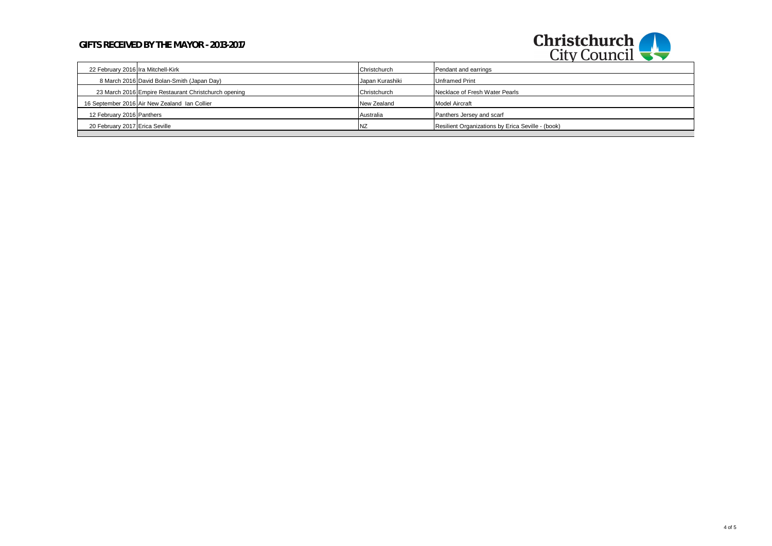## GIFTS RECEIVED BY THE MAYOR - 2013-2017

| | | | |
|---|---|---|---|
| 22 February 2016 | Ira Mitchell-Kirk | Christchurch | Pendant and earrings |
| 8 March 2016 | David Bolan-Smith (Japan Day) | Japan Kurashiki | Unframed Print |
| 23 March 2016 | Empire Restaurant Christchurch opening | Christchurch | Necklace of Fresh Water Pearls |
| 16 September 2016 | Air New Zealand Ian Collier | New Zealand | Model Aircraft |
| 12 February 2016 | Panthers | Australia | Panthers Jersey and scarf |
| 20 February 2017 | Erica Seville | NZ | Resilient Organizations by Erica Seville - (book) |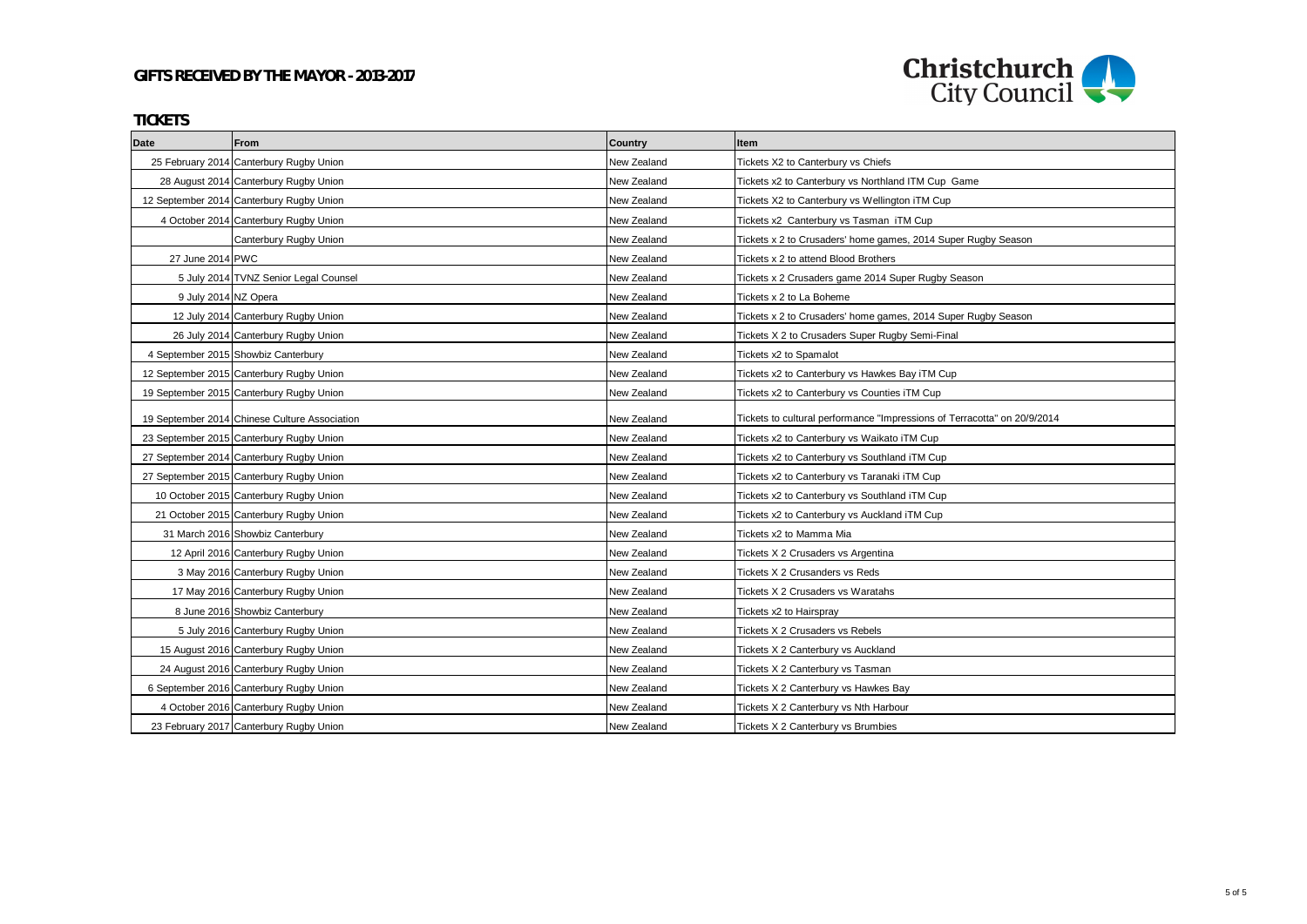# GIFTS RECEIVED BY THE MAYOR - 2013-2017

Christchurch City Council

## TICKETS

| Date | From | Country | Item |
| --- | --- | --- | --- |
| 25 February 2014 | Canterbury Rugby Union | New Zealand | Tickets X2 to Canterbury vs Chiefs |
| 28 August 2014 | Canterbury Rugby Union | New Zealand | Tickets x2 to Canterbury vs Northland ITM Cup Game |
| 12 September 2014 | Canterbury Rugby Union | New Zealand | Tickets X2 to Canterbury vs Wellington iTM Cup |
| 4 October 2014 | Canterbury Rugby Union | New Zealand | Tickets x2 Canterbury vs Tasman iTM Cup |
| | Canterbury Rugby Union | New Zealand | Tickets x 2 to Crusaders' home games, 2014 Super Rugby Season |
| 27 June 2014 | PWC | New Zealand | Tickets x 2 to attend Blood Brothers |
| 5 July 2014 | TVNZ Senior Legal Counsel | New Zealand | Tickets x 2 Crusaders game 2014 Super Rugby Season |
| 9 July 2014 | NZ Opera | New Zealand | Tickets x 2 to La Boheme |
| 12 July 2014 | Canterbury Rugby Union | New Zealand | Tickets x 2 to Crusaders' home games, 2014 Super Rugby Season |
| 26 July 2014 | Canterbury Rugby Union | New Zealand | Tickets X 2 to Crusaders Super Rugby Semi-Final |
| 4 September 2015 | Showbiz Canterbury | New Zealand | Tickets x2 to Spamalot |
| 12 September 2015 | Canterbury Rugby Union | New Zealand | Tickets x2 to Canterbury vs Hawkes Bay iTM Cup |
| 19 September 2015 | Canterbury Rugby Union | New Zealand | Tickets x2 to Canterbury vs Counties iTM Cup |
| 19 September 2014 | Chinese Culture Association | New Zealand | Tickets to cultural performance "Impressions of Terracotta" on 20/9/2014 |
| 23 September 2015 | Canterbury Rugby Union | New Zealand | Tickets x2 to Canterbury vs Waikato iTM Cup |
| 27 September 2014 | Canterbury Rugby Union | New Zealand | Tickets x2 to Canterbury vs Southland iTM Cup |
| 27 September 2015 | Canterbury Rugby Union | New Zealand | Tickets x2 to Canterbury vs Taranaki iTM Cup |
| 10 October 2015 | Canterbury Rugby Union | New Zealand | Tickets x2 to Canterbury vs Southland iTM Cup |
| 21 October 2015 | Canterbury Rugby Union | New Zealand | Tickets x2 to Canterbury vs Auckland iTM Cup |
| 31 March 2016 | Showbiz Canterbury | New Zealand | Tickets x2 to Mamma Mia |
| 12 April 2016 | Canterbury Rugby Union | New Zealand | Tickets X 2 Crusaders vs Argentina |
| 3 May 2016 | Canterbury Rugby Union | New Zealand | Tickets X 2 Crusanders vs Reds |
| 17 May 2016 | Canterbury Rugby Union | New Zealand | Tickets X 2 Crusaders vs Waratahs |
| 8 June 2016 | Showbiz Canterbury | New Zealand | Tickets x2 to Hairspray |
| 5 July 2016 | Canterbury Rugby Union | New Zealand | Tickets X 2 Crusaders vs Rebels |
| 15 August 2016 | Canterbury Rugby Union | New Zealand | Tickets X 2 Canterbury vs Auckland |
| 24 August 2016 | Canterbury Rugby Union | New Zealand | Tickets X 2 Canterbury vs Tasman |
| 6 September 2016 | Canterbury Rugby Union | New Zealand | Tickets X 2 Canterbury vs Hawkes Bay |
| 4 October 2016 | Canterbury Rugby Union | New Zealand | Tickets X 2 Canterbury vs Nth Harbour |
| 23 February 2017 | Canterbury Rugby Union | New Zealand | Tickets X 2 Canterbury vs Brumbies |